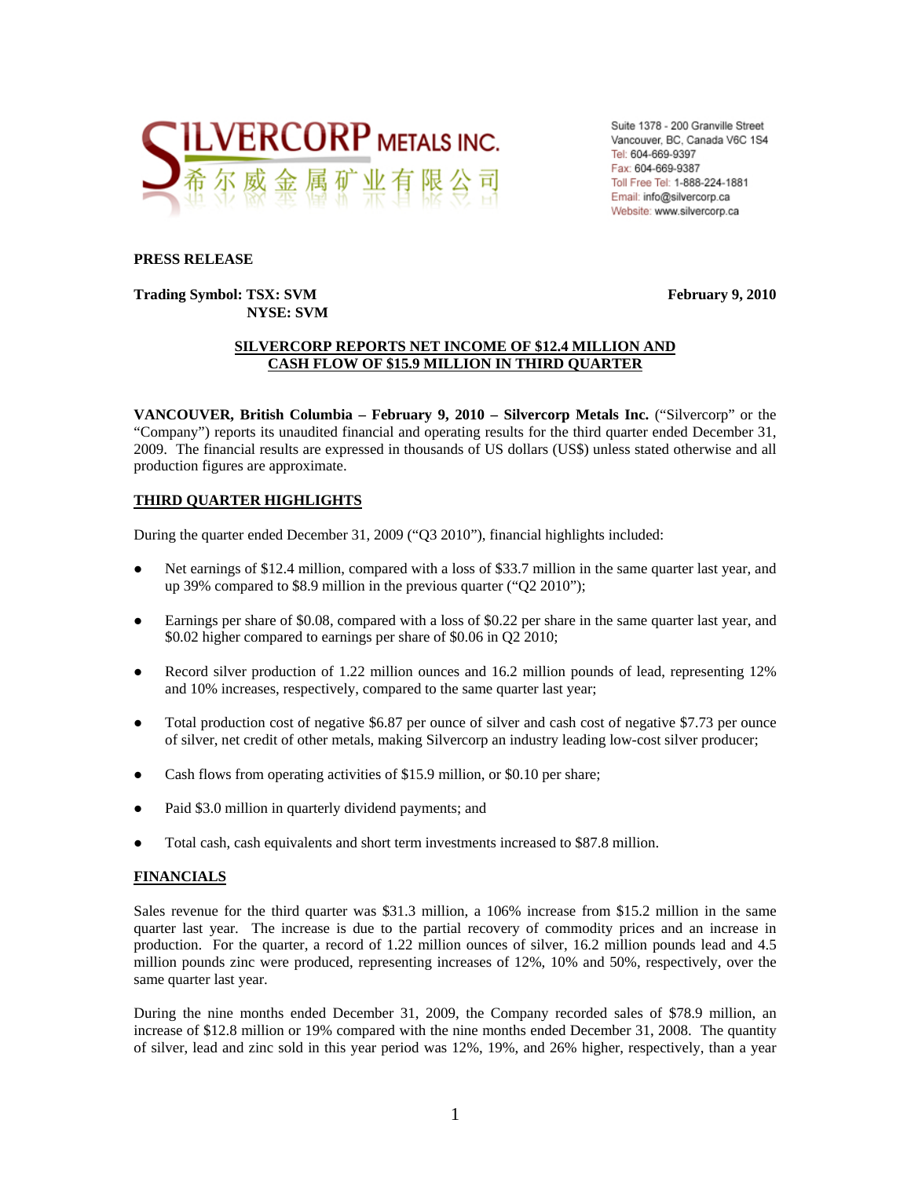SILVERCORP METALS INC.
希尔威金属矿业有限公司

Suite 1378 - 200 Granville Street
Vancouver, BC, Canada V6C 1S4
Tel: 604-669-9397
Fax: 604-669-9387
Toll Free Tel: 1-888-224-1881
Email: info@silvercorp.ca
Website: www.silvercorp.ca

**PRESS RELEASE**

**Trading Symbol: TSX: SVM**
**NYSE: SVM**

**February 9, 2010**

## SILVERCORP REPORTS NET INCOME OF $12.4 MILLION AND CASH FLOW OF $15.9 MILLION IN THIRD QUARTER

**VANCOUVER, British Columbia – February 9, 2010 – Silvercorp Metals Inc.** ("Silvercorp" or the "Company") reports its unaudited financial and operating results for the third quarter ended December 31, 2009. The financial results are expressed in thousands of US dollars (US$) unless stated otherwise and all production figures are approximate.

### THIRD QUARTER HIGHLIGHTS

During the quarter ended December 31, 2009 ("Q3 2010"), financial highlights included:

- Net earnings of $12.4 million, compared with a loss of $33.7 million in the same quarter last year, and up 39% compared to $8.9 million in the previous quarter ("Q2 2010");
- Earnings per share of $0.08, compared with a loss of $0.22 per share in the same quarter last year, and $0.02 higher compared to earnings per share of $0.06 in Q2 2010;
- Record silver production of 1.22 million ounces and 16.2 million pounds of lead, representing 12% and 10% increases, respectively, compared to the same quarter last year;
- Total production cost of negative $6.87 per ounce of silver and cash cost of negative $7.73 per ounce of silver, net credit of other metals, making Silvercorp an industry leading low-cost silver producer;
- Cash flows from operating activities of $15.9 million, or $0.10 per share;
- Paid $3.0 million in quarterly dividend payments; and
- Total cash, cash equivalents and short term investments increased to $87.8 million.

### FINANCIALS

Sales revenue for the third quarter was $31.3 million, a 106% increase from $15.2 million in the same quarter last year. The increase is due to the partial recovery of commodity prices and an increase in production. For the quarter, a record of 1.22 million ounces of silver, 16.2 million pounds lead and 4.5 million pounds zinc were produced, representing increases of 12%, 10% and 50%, respectively, over the same quarter last year.

During the nine months ended December 31, 2009, the Company recorded sales of $78.9 million, an increase of $12.8 million or 19% compared with the nine months ended December 31, 2008. The quantity of silver, lead and zinc sold in this year period was 12%, 19%, and 26% higher, respectively, than a year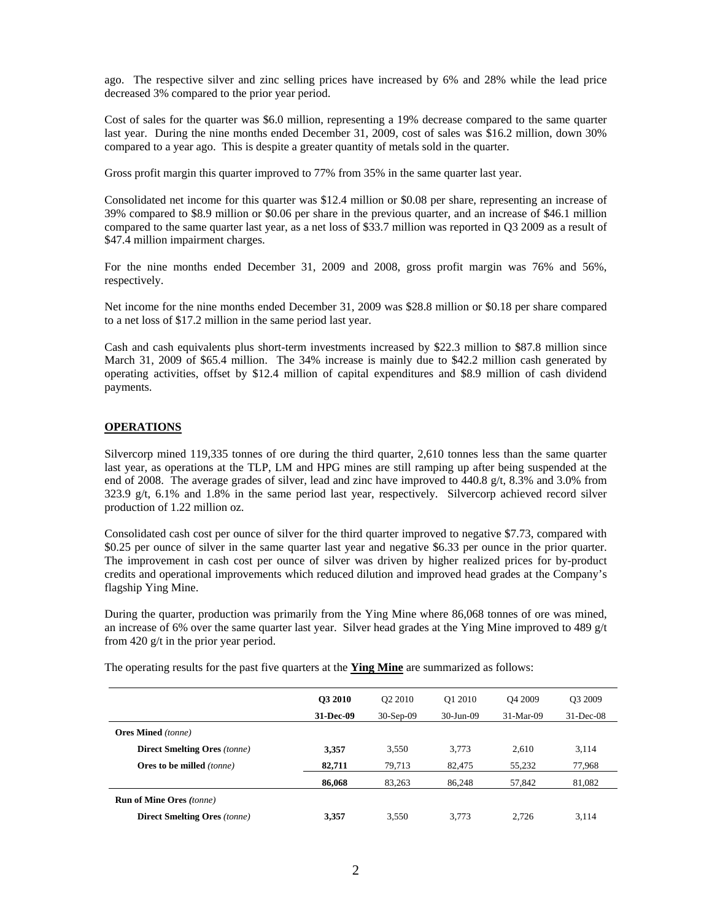ago. The respective silver and zinc selling prices have increased by 6% and 28% while the lead price decreased 3% compared to the prior year period.

Cost of sales for the quarter was $6.0 million, representing a 19% decrease compared to the same quarter last year. During the nine months ended December 31, 2009, cost of sales was $16.2 million, down 30% compared to a year ago. This is despite a greater quantity of metals sold in the quarter.

Gross profit margin this quarter improved to 77% from 35% in the same quarter last year.

Consolidated net income for this quarter was $12.4 million or $0.08 per share, representing an increase of 39% compared to $8.9 million or $0.06 per share in the previous quarter, and an increase of $46.1 million compared to the same quarter last year, as a net loss of $33.7 million was reported in Q3 2009 as a result of $47.4 million impairment charges.

For the nine months ended December 31, 2009 and 2008, gross profit margin was 76% and 56%, respectively.

Net income for the nine months ended December 31, 2009 was $28.8 million or $0.18 per share compared to a net loss of $17.2 million in the same period last year.

Cash and cash equivalents plus short-term investments increased by $22.3 million to $87.8 million since March 31, 2009 of $65.4 million. The 34% increase is mainly due to $42.2 million cash generated by operating activities, offset by $12.4 million of capital expenditures and $8.9 million of cash dividend payments.

## OPERATIONS

Silvercorp mined 119,335 tonnes of ore during the third quarter, 2,610 tonnes less than the same quarter last year, as operations at the TLP, LM and HPG mines are still ramping up after being suspended at the end of 2008. The average grades of silver, lead and zinc have improved to 440.8 g/t, 8.3% and 3.0% from 323.9 g/t, 6.1% and 1.8% in the same period last year, respectively. Silvercorp achieved record silver production of 1.22 million oz.

Consolidated cash cost per ounce of silver for the third quarter improved to negative $7.73, compared with $0.25 per ounce of silver in the same quarter last year and negative $6.33 per ounce in the prior quarter. The improvement in cash cost per ounce of silver was driven by higher realized prices for by-product credits and operational improvements which reduced dilution and improved head grades at the Company's flagship Ying Mine.

During the quarter, production was primarily from the Ying Mine where 86,068 tonnes of ore was mined, an increase of 6% over the same quarter last year. Silver head grades at the Ying Mine improved to 489 g/t from 420 g/t in the prior year period.

The operating results for the past five quarters at the **Ying Mine** are summarized as follows:

| | **Q3 2010** | Q2 2010 | Q1 2010 | Q4 2009 | Q3 2009 |
|---|---|---|---|---|---|
| | **31-Dec-09** | 30-Sep-09 | 30-Jun-09 | 31-Mar-09 | 31-Dec-08 |
| **Ores Mined** *(tonne)* | | | | | |
| **Direct Smelting Ores** *(tonne)* | **3,357** | 3,550 | 3,773 | 2,610 | 3,114 |
| **Ores to be milled** *(tonne)* | **82,711** | 79,713 | 82,475 | 55,232 | 77,968 |
| | **86,068** | 83,263 | 86,248 | 57,842 | 81,082 |
| **Run of Mine Ores** *(tonne)* | | | | | |
| **Direct Smelting Ores** *(tonne)* | **3,357** | 3,550 | 3,773 | 2,726 | 3,114 |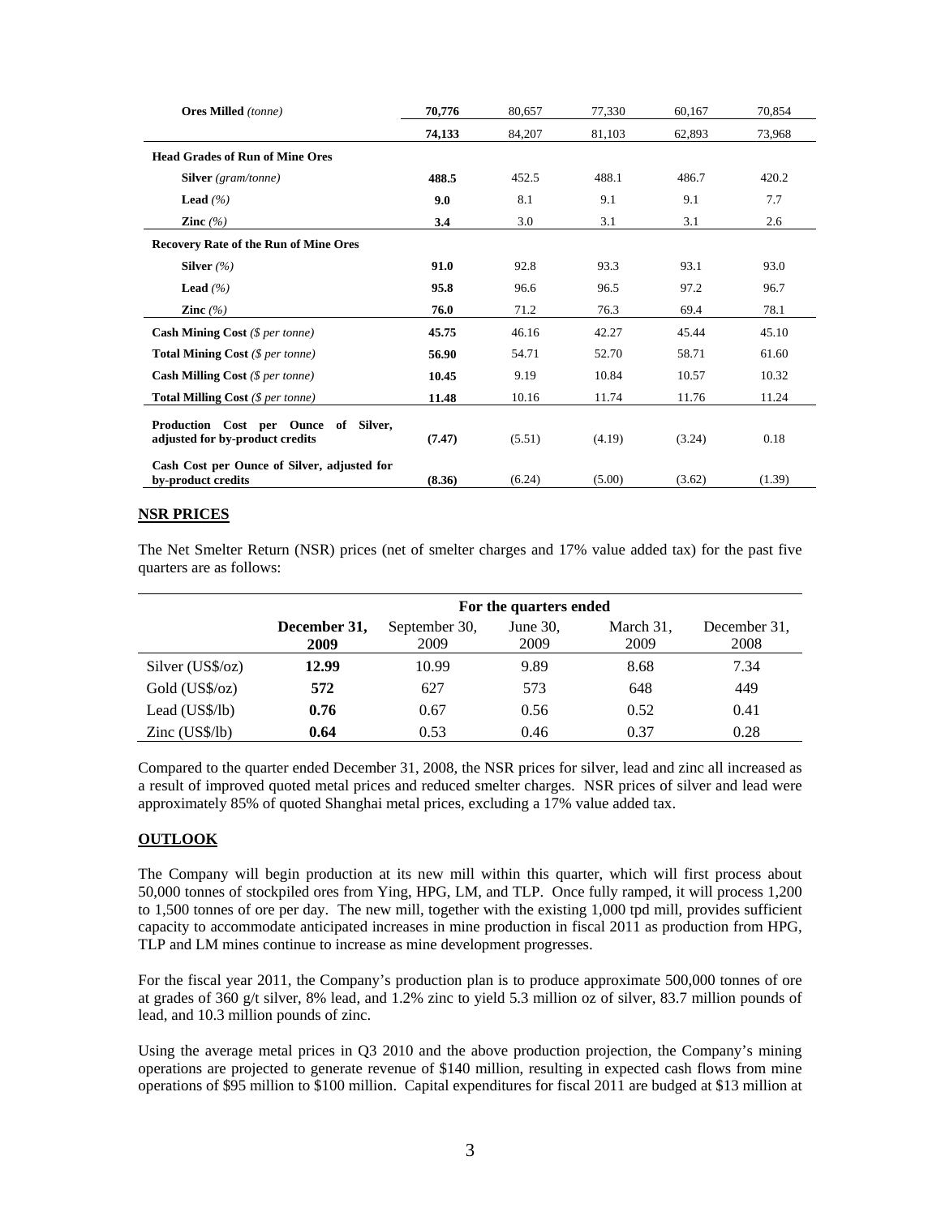| **Ores Milled** *(tonne)* | **70,776** | 80,657 | 77,330 | 60,167 | 70,854 |
|---|---|---|---|---|---|
| | **74,133** | 84,207 | 81,103 | 62,893 | 73,968 |
| **Head Grades of Run of Mine Ores** | | | | | |
| **Silver** *(gram/tonne)* | **488.5** | 452.5 | 488.1 | 486.7 | 420.2 |
| **Lead** *(%)* | **9.0** | 8.1 | 9.1 | 9.1 | 7.7 |
| **Zinc** *(%)* | **3.4** | 3.0 | 3.1 | 3.1 | 2.6 |
| **Recovery Rate of the Run of Mine Ores** | | | | | |
| **Silver** *(%)* | **91.0** | 92.8 | 93.3 | 93.1 | 93.0 |
| **Lead** *(%)* | **95.8** | 96.6 | 96.5 | 97.2 | 96.7 |
| **Zinc** *(%)* | **76.0** | 71.2 | 76.3 | 69.4 | 78.1 |
| **Cash Mining Cost** *($ per tonne)* | **45.75** | 46.16 | 42.27 | 45.44 | 45.10 |
| **Total Mining Cost** *($ per tonne)* | **56.90** | 54.71 | 52.70 | 58.71 | 61.60 |
| **Cash Milling Cost** *($ per tonne)* | **10.45** | 9.19 | 10.84 | 10.57 | 10.32 |
| **Total Milling Cost** *($ per tonne)* | **11.48** | 10.16 | 11.74 | 11.76 | 11.24 |
| **Production Cost per Ounce of Silver, adjusted for by-product credits** | **(7.47)** | (5.51) | (4.19) | (3.24) | 0.18 |
| **Cash Cost per Ounce of Silver, adjusted for by-product credits** | **(8.36)** | (6.24) | (5.00) | (3.62) | (1.39) |

## NSR PRICES

The Net Smelter Return (NSR) prices (net of smelter charges and 17% value added tax) for the past five quarters are as follows:

| | **For the quarters ended** | | | | |
|---|---|---|---|---|---|
| | **December 31, 2009** | September 30, 2009 | June 30, 2009 | March 31, 2009 | December 31, 2008 |
| Silver (US$/oz) | **12.99** | 10.99 | 9.89 | 8.68 | 7.34 |
| Gold (US$/oz) | **572** | 627 | 573 | 648 | 449 |
| Lead (US$/lb) | **0.76** | 0.67 | 0.56 | 0.52 | 0.41 |
| Zinc (US$/lb) | **0.64** | 0.53 | 0.46 | 0.37 | 0.28 |

Compared to the quarter ended December 31, 2008, the NSR prices for silver, lead and zinc all increased as a result of improved quoted metal prices and reduced smelter charges. NSR prices of silver and lead were approximately 85% of quoted Shanghai metal prices, excluding a 17% value added tax.

## OUTLOOK

The Company will begin production at its new mill within this quarter, which will first process about 50,000 tonnes of stockpiled ores from Ying, HPG, LM, and TLP. Once fully ramped, it will process 1,200 to 1,500 tonnes of ore per day. The new mill, together with the existing 1,000 tpd mill, provides sufficient capacity to accommodate anticipated increases in mine production in fiscal 2011 as production from HPG, TLP and LM mines continue to increase as mine development progresses.

For the fiscal year 2011, the Company's production plan is to produce approximate 500,000 tonnes of ore at grades of 360 g/t silver, 8% lead, and 1.2% zinc to yield 5.3 million oz of silver, 83.7 million pounds of lead, and 10.3 million pounds of zinc.

Using the average metal prices in Q3 2010 and the above production projection, the Company's mining operations are projected to generate revenue of $140 million, resulting in expected cash flows from mine operations of $95 million to $100 million. Capital expenditures for fiscal 2011 are budgeted at $13 million at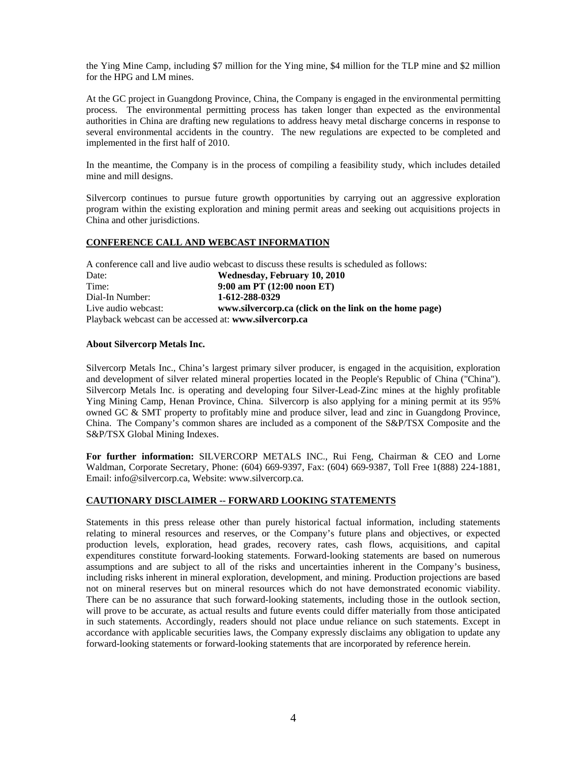the Ying Mine Camp, including $7 million for the Ying mine, $4 million for the TLP mine and $2 million for the HPG and LM mines.

At the GC project in Guangdong Province, China, the Company is engaged in the environmental permitting process. The environmental permitting process has taken longer than expected as the environmental authorities in China are drafting new regulations to address heavy metal discharge concerns in response to several environmental accidents in the country. The new regulations are expected to be completed and implemented in the first half of 2010.

In the meantime, the Company is in the process of compiling a feasibility study, which includes detailed mine and mill designs.

Silvercorp continues to pursue future growth opportunities by carrying out an aggressive exploration program within the existing exploration and mining permit areas and seeking out acquisitions projects in China and other jurisdictions.

## CONFERENCE CALL AND WEBCAST INFORMATION

A conference call and live audio webcast to discuss these results is scheduled as follows:

| | |
|---|---|
| Date: | **Wednesday, February 10, 2010** |
| Time: | **9:00 am PT (12:00 noon ET)** |
| Dial-In Number: | **1-612-288-0329** |
| Live audio webcast: | **www.silvercorp.ca (click on the link on the home page)** |

Playback webcast can be accessed at: **www.silvercorp.ca**

**About Silvercorp Metals Inc.**

Silvercorp Metals Inc., China's largest primary silver producer, is engaged in the acquisition, exploration and development of silver related mineral properties located in the People's Republic of China ("China"). Silvercorp Metals Inc. is operating and developing four Silver-Lead-Zinc mines at the highly profitable Ying Mining Camp, Henan Province, China. Silvercorp is also applying for a mining permit at its 95% owned GC & SMT property to profitably mine and produce silver, lead and zinc in Guangdong Province, China. The Company's common shares are included as a component of the S&P/TSX Composite and the S&P/TSX Global Mining Indexes.

**For further information:** SILVERCORP METALS INC., Rui Feng, Chairman & CEO and Lorne Waldman, Corporate Secretary, Phone: (604) 669-9397, Fax: (604) 669-9387, Toll Free 1(888) 224-1881, Email: info@silvercorp.ca, Website: www.silvercorp.ca.

## CAUTIONARY DISCLAIMER -- FORWARD LOOKING STATEMENTS

Statements in this press release other than purely historical factual information, including statements relating to mineral resources and reserves, or the Company's future plans and objectives, or expected production levels, exploration, head grades, recovery rates, cash flows, acquisitions, and capital expenditures constitute forward-looking statements. Forward-looking statements are based on numerous assumptions and are subject to all of the risks and uncertainties inherent in the Company's business, including risks inherent in mineral exploration, development, and mining. Production projections are based not on mineral reserves but on mineral resources which do not have demonstrated economic viability. There can be no assurance that such forward-looking statements, including those in the outlook section, will prove to be accurate, as actual results and future events could differ materially from those anticipated in such statements. Accordingly, readers should not place undue reliance on such statements. Except in accordance with applicable securities laws, the Company expressly disclaims any obligation to update any forward-looking statements or forward-looking statements that are incorporated by reference herein.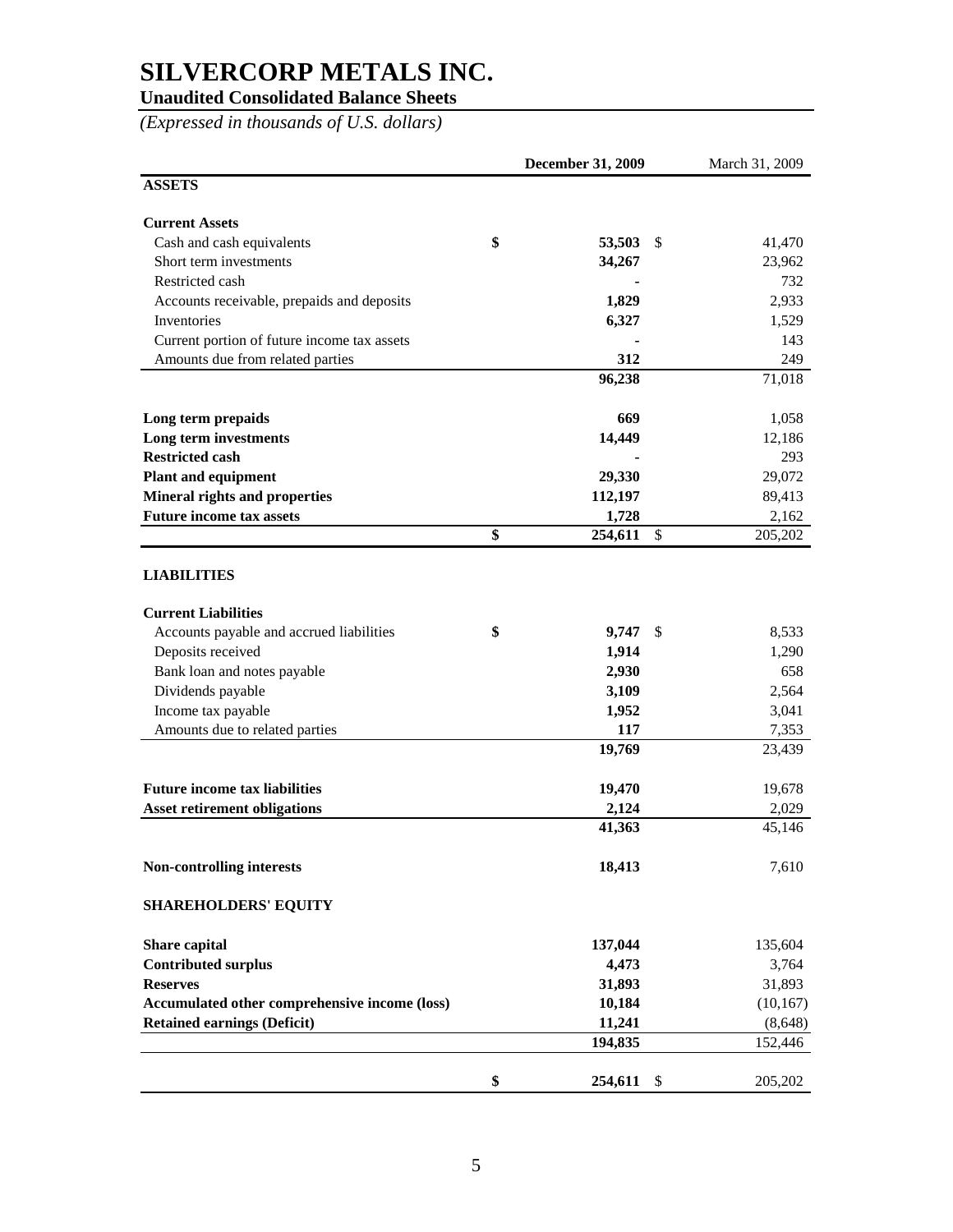# SILVERCORP METALS INC.

## Unaudited Consolidated Balance Sheets

*(Expressed in thousands of U.S. dollars)*

| | **December 31, 2009** | March 31, 2009 |
|---|---|---|
| **ASSETS** | | |
| **Current Assets** | | |
| Cash and cash equivalents | **$ 53,503** | $ 41,470 |
| Short term investments | **34,267** | 23,962 |
| Restricted cash | **-** | 732 |
| Accounts receivable, prepaids and deposits | **1,829** | 2,933 |
| Inventories | **6,327** | 1,529 |
| Current portion of future income tax assets | **-** | 143 |
| Amounts due from related parties | **312** | 249 |
| | **96,238** | 71,018 |
| **Long term prepaids** | **669** | 1,058 |
| **Long term investments** | **14,449** | 12,186 |
| **Restricted cash** | **-** | 293 |
| **Plant and equipment** | **29,330** | 29,072 |
| **Mineral rights and properties** | **112,197** | 89,413 |
| **Future income tax assets** | **1,728** | 2,162 |
| | **$ 254,611** | $ 205,202 |
| **LIABILITIES** | | |
| **Current Liabilities** | | |
| Accounts payable and accrued liabilities | **$ 9,747** | $ 8,533 |
| Deposits received | **1,914** | 1,290 |
| Bank loan and notes payable | **2,930** | 658 |
| Dividends payable | **3,109** | 2,564 |
| Income tax payable | **1,952** | 3,041 |
| Amounts due to related parties | **117** | 7,353 |
| | **19,769** | 23,439 |
| **Future income tax liabilities** | **19,470** | 19,678 |
| **Asset retirement obligations** | **2,124** | 2,029 |
| | **41,363** | 45,146 |
| **Non-controlling interests** | **18,413** | 7,610 |
| **SHAREHOLDERS' EQUITY** | | |
| **Share capital** | **137,044** | 135,604 |
| **Contributed surplus** | **4,473** | 3,764 |
| **Reserves** | **31,893** | 31,893 |
| **Accumulated other comprehensive income (loss)** | **10,184** | (10,167) |
| **Retained earnings (Deficit)** | **11,241** | (8,648) |
| | **194,835** | 152,446 |
| | **$ 254,611** | $ 205,202 |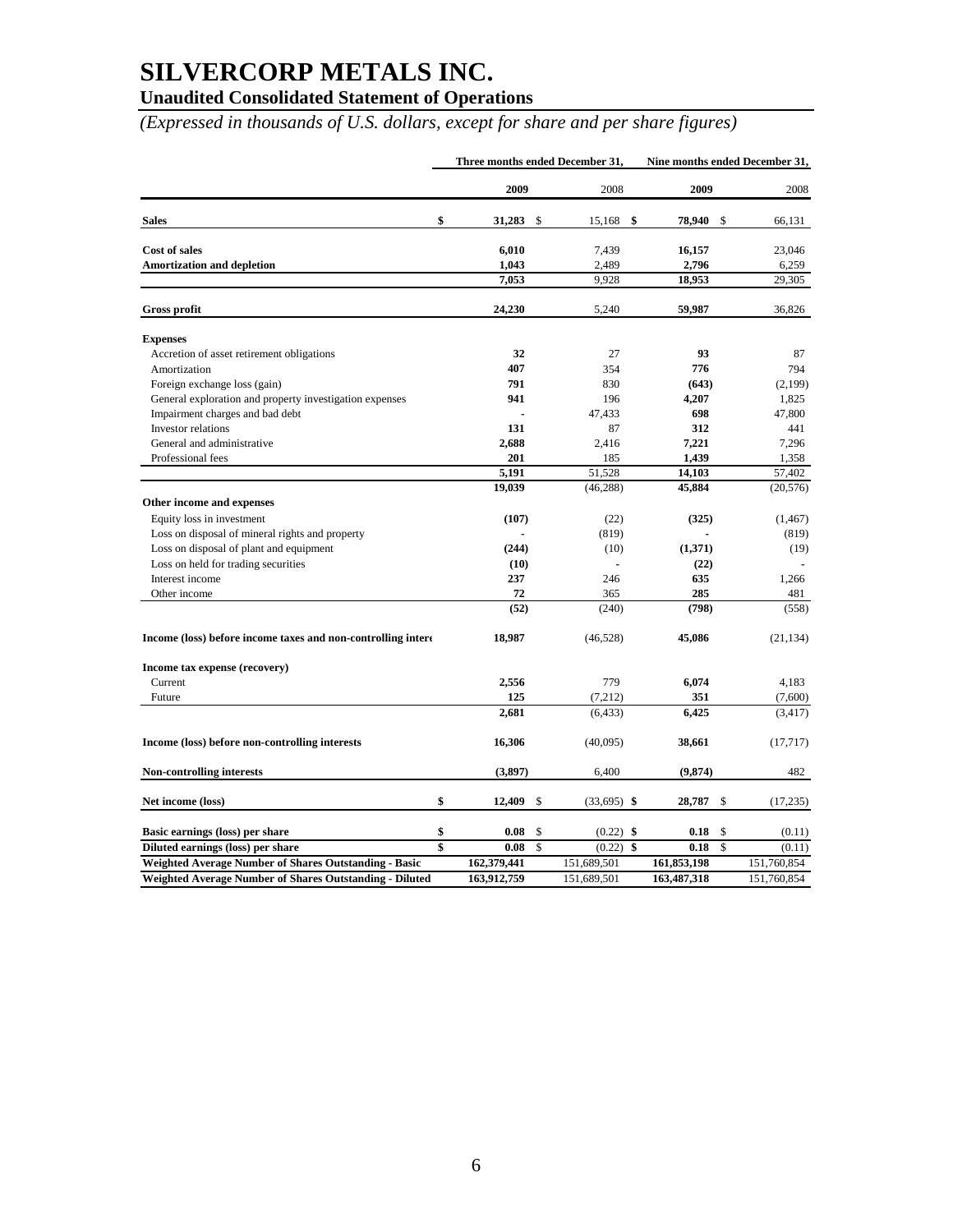# SILVERCORP METALS INC.

## Unaudited Consolidated Statement of Operations

*(Expressed in thousands of U.S. dollars, except for share and per share figures)*

| | Three months ended December 31, | | Nine months ended December 31, | |
|---|---|---|---|---|
| | **2009** | 2008 | **2009** | 2008 |
| **Sales** | **$ 31,283** | $ 15,168 | **$ 78,940** | $ 66,131 |
| **Cost of sales** | **6,010** | 7,439 | **16,157** | 23,046 |
| **Amortization and depletion** | **1,043** | 2,489 | **2,796** | 6,259 |
| | **7,053** | 9,928 | **18,953** | 29,305 |
| **Gross profit** | **24,230** | 5,240 | **59,987** | 36,826 |
| **Expenses** | | | | |
| Accretion of asset retirement obligations | **32** | 27 | **93** | 87 |
| Amortization | **407** | 354 | **776** | 794 |
| Foreign exchange loss (gain) | **791** | 830 | **(643)** | (2,199) |
| General exploration and property investigation expenses | **941** | 196 | **4,207** | 1,825 |
| Impairment charges and bad debt | **-** | 47,433 | **698** | 47,800 |
| Investor relations | **131** | 87 | **312** | 441 |
| General and administrative | **2,688** | 2,416 | **7,221** | 7,296 |
| Professional fees | **201** | 185 | **1,439** | 1,358 |
| | **5,191** | 51,528 | **14,103** | 57,402 |
| | **19,039** | (46,288) | **45,884** | (20,576) |
| **Other income and expenses** | | | | |
| Equity loss in investment | **(107)** | (22) | **(325)** | (1,467) |
| Loss on disposal of mineral rights and property | **-** | (819) | **-** | (819) |
| Loss on disposal of plant and equipment | **(244)** | (10) | **(1,371)** | (19) |
| Loss on held for trading securities | **(10)** | - | **(22)** | - |
| Interest income | **237** | 246 | **635** | 1,266 |
| Other income | **72** | 365 | **285** | 481 |
| | **(52)** | (240) | **(798)** | (558) |
| **Income (loss) before income taxes and non-controlling interests** | **18,987** | (46,528) | **45,086** | (21,134) |
| **Income tax expense (recovery)** | | | | |
| Current | **2,556** | 779 | **6,074** | 4,183 |
| Future | **125** | (7,212) | **351** | (7,600) |
| | **2,681** | (6,433) | **6,425** | (3,417) |
| **Income (loss) before non-controlling interests** | **16,306** | (40,095) | **38,661** | (17,717) |
| **Non-controlling interests** | **(3,897)** | 6,400 | **(9,874)** | 482 |
| **Net income (loss)** | **$ 12,409** | $ (33,695) | **$ 28,787** | $ (17,235) |
| **Basic earnings (loss) per share** | **$ 0.08** | $ (0.22) | **$ 0.18** | $ (0.11) |
| **Diluted earnings (loss) per share** | **$ 0.08** | $ (0.22) | **$ 0.18** | $ (0.11) |
| **Weighted Average Number of Shares Outstanding - Basic** | **162,379,441** | 151,689,501 | **161,853,198** | 151,760,854 |
| **Weighted Average Number of Shares Outstanding - Diluted** | **163,912,759** | 151,689,501 | **163,487,318** | 151,760,854 |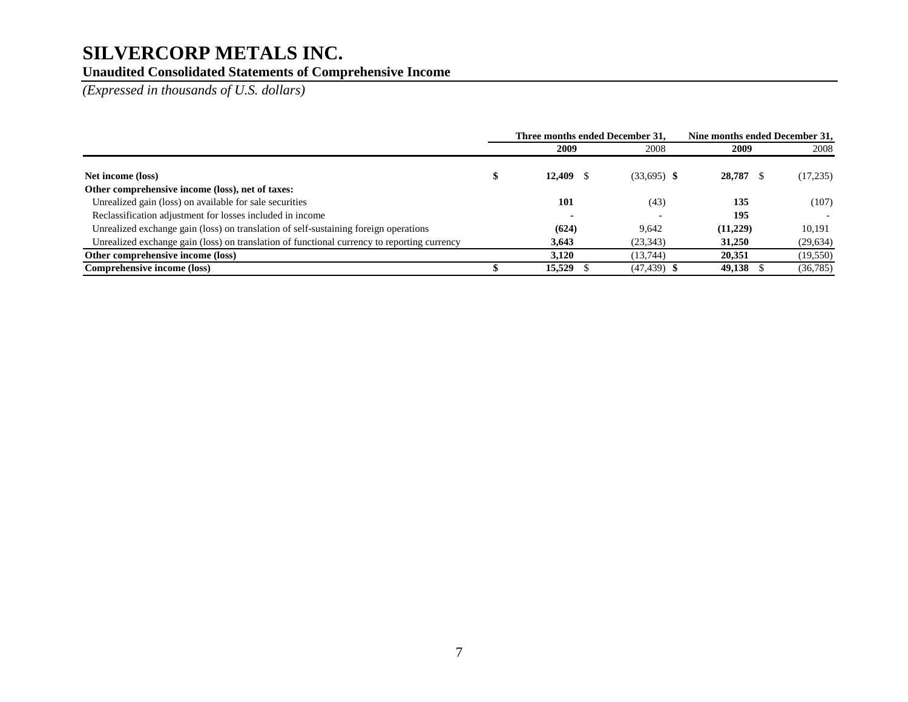# SILVERCORP METALS INC.

## Unaudited Consolidated Statements of Comprehensive Income

*(Expressed in thousands of U.S. dollars)*

| | Three months ended December 31, | | Nine months ended December 31, | |
|---|---|---|---|---|
| | **2009** | 2008 | **2009** | 2008 |
| **Net income (loss)** | **$ 12,409** | $ (33,695) | **$ 28,787** | $ (17,235) |
| **Other comprehensive income (loss), net of taxes:** | | | | |
| Unrealized gain (loss) on available for sale securities | **101** | (43) | **135** | (107) |
| Reclassification adjustment for losses included in income | **-** | - | **195** | - |
| Unrealized exchange gain (loss) on translation of self-sustaining foreign operations | **(624)** | 9,642 | **(11,229)** | 10,191 |
| Unrealized exchange gain (loss) on translation of functional currency to reporting currency | **3,643** | (23,343) | **31,250** | (29,634) |
| **Other comprehensive income (loss)** | **3,120** | (13,744) | **20,351** | (19,550) |
| **Comprehensive income (loss)** | **$ 15,529** | $ (47,439) | **$ 49,138** | $ (36,785) |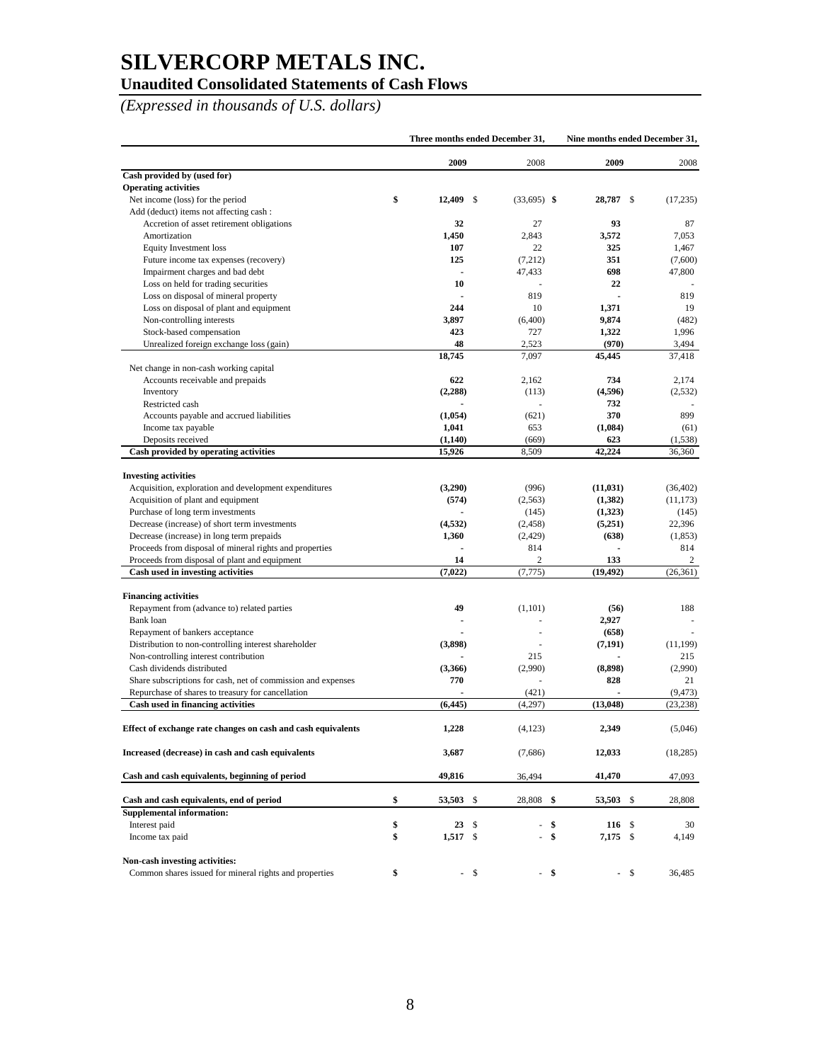# SILVERCORP METALS INC.

## Unaudited Consolidated Statements of Cash Flows

*(Expressed in thousands of U.S. dollars)*

| | Three months ended December 31, | | Nine months ended December 31, | |
|---|---|---|---|---|
| | **2009** | 2008 | **2009** | 2008 |
| **Cash provided by (used for)** | | | | |
| **Operating activities** | | | | |
| Net income (loss) for the period | **$ 12,409** | $ (33,695) | **$ 28,787** | $ (17,235) |
| Add (deduct) items not affecting cash : | | | | |
| Accretion of asset retirement obligations | **32** | 27 | **93** | 87 |
| Amortization | **1,450** | 2,843 | **3,572** | 7,053 |
| Equity Investment loss | **107** | 22 | **325** | 1,467 |
| Future income tax expenses (recovery) | **125** | (7,212) | **351** | (7,600) |
| Impairment charges and bad debt | **-** | 47,433 | **698** | 47,800 |
| Loss on held for trading securities | **10** | - | **22** | - |
| Loss on disposal of mineral property | **-** | 819 | **-** | 819 |
| Loss on disposal of plant and equipment | **244** | 10 | **1,371** | 19 |
| Non-controlling interests | **3,897** | (6,400) | **9,874** | (482) |
| Stock-based compensation | **423** | 727 | **1,322** | 1,996 |
| Unrealized foreign exchange loss (gain) | **48** | 2,523 | **(970)** | 3,494 |
| | **18,745** | 7,097 | **45,445** | 37,418 |
| Net change in non-cash working capital | | | | |
| Accounts receivable and prepaids | **622** | 2,162 | **734** | 2,174 |
| Inventory | **(2,288)** | (113) | **(4,596)** | (2,532) |
| Restricted cash | **-** | - | **732** | - |
| Accounts payable and accrued liabilities | **(1,054)** | (621) | **370** | 899 |
| Income tax payable | **1,041** | 653 | **(1,084)** | (61) |
| Deposits received | **(1,140)** | (669) | **623** | (1,538) |
| **Cash provided by operating activities** | **15,926** | 8,509 | **42,224** | 36,360 |
| **Investing activities** | | | | |
| Acquisition, exploration and development expenditures | **(3,290)** | (996) | **(11,031)** | (36,402) |
| Acquisition of plant and equipment | **(574)** | (2,563) | **(1,382)** | (11,173) |
| Purchase of long term investments | **-** | (145) | **(1,323)** | (145) |
| Decrease (increase) of short term investments | **(4,532)** | (2,458) | **(5,251)** | 22,396 |
| Decrease (increase) in long term prepaids | **1,360** | (2,429) | **(638)** | (1,853) |
| Proceeds from disposal of mineral rights and properties | **-** | 814 | **-** | 814 |
| Proceeds from disposal of plant and equipment | **14** | 2 | **133** | 2 |
| **Cash used in investing activities** | **(7,022)** | (7,775) | **(19,492)** | (26,361) |
| **Financing activities** | | | | |
| Repayment from (advance to) related parties | **49** | (1,101) | **(56)** | 188 |
| Bank loan | **-** | - | **2,927** | - |
| Repayment of bankers acceptance | **-** | - | **(658)** | - |
| Distribution to non-controlling interest shareholder | **(3,898)** | - | **(7,191)** | (11,199) |
| Non-controlling interest contribution | **-** | 215 | **-** | 215 |
| Cash dividends distributed | **(3,366)** | (2,990) | **(8,898)** | (2,990) |
| Share subscriptions for cash, net of commission and expenses | **770** | - | **828** | 21 |
| Repurchase of shares to treasury for cancellation | **-** | (421) | **-** | (9,473) |
| **Cash used in financing activities** | **(6,445)** | (4,297) | **(13,048)** | (23,238) |
| **Effect of exchange rate changes on cash and cash equivalents** | **1,228** | (4,123) | **2,349** | (5,046) |
| **Increased (decrease) in cash and cash equivalents** | **3,687** | (7,686) | **12,033** | (18,285) |
| **Cash and cash equivalents, beginning of period** | **49,816** | 36,494 | **41,470** | 47,093 |
| **Cash and cash equivalents, end of period** | **$ 53,503** | $ 28,808 | **$ 53,503** | $ 28,808 |
| **Supplemental information:** | | | | |
| Interest paid | **$ 23** | $ - | **$ 116** | $ 30 |
| Income tax paid | **$ 1,517** | $ - | **$ 7,175** | $ 4,149 |
| **Non-cash investing activities:** | | | | |
| Common shares issued for mineral rights and properties | **$ -** | $ - | **$ -** | $ 36,485 |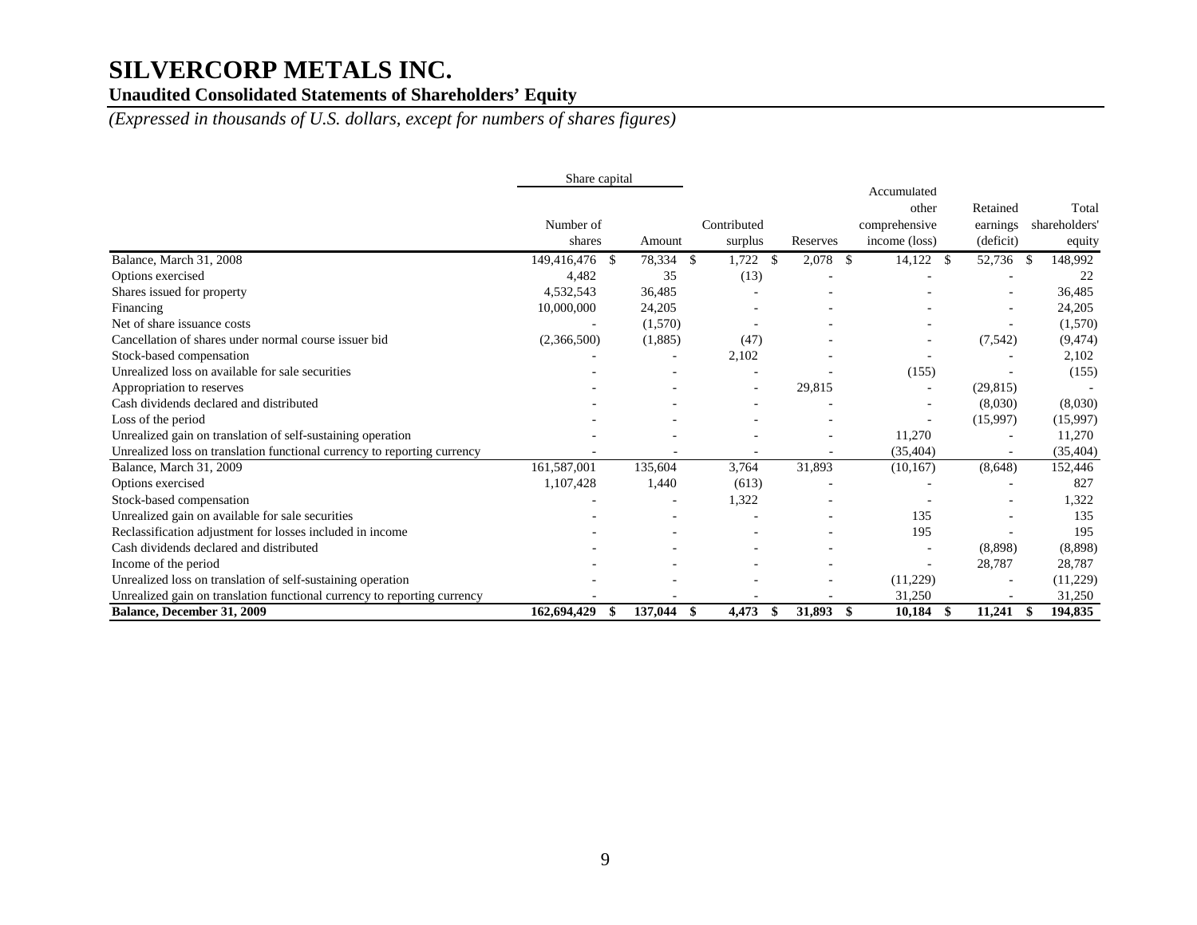# SILVERCORP METALS INC.

**Unaudited Consolidated Statements of Shareholders' Equity**

*(Expressed in thousands of U.S. dollars, except for numbers of shares figures)*

| | Share capital | | | | | | |
|---|---|---|---|---|---|---|---|
| | Number of shares | Amount | Contributed surplus | Reserves | Accumulated other comprehensive income (loss) | Retained earnings (deficit) | Total shareholders' equity |
| Balance, March 31, 2008 | 149,416,476 | $ 78,334 | $ 1,722 | $ 2,078 | $ 14,122 | $ 52,736 | $ 148,992 |
| Options exercised | 4,482 | 35 | (13) | - | - | - | 22 |
| Shares issued for property | 4,532,543 | 36,485 | - | - | - | - | 36,485 |
| Financing | 10,000,000 | 24,205 | - | - | - | - | 24,205 |
| Net of share issuance costs | - | (1,570) | - | - | - | - | (1,570) |
| Cancellation of shares under normal course issuer bid | (2,366,500) | (1,885) | (47) | - | - | (7,542) | (9,474) |
| Stock-based compensation | - | - | 2,102 | - | - | - | 2,102 |
| Unrealized loss on available for sale securities | - | - | - | - | (155) | - | (155) |
| Appropriation to reserves | - | - | - | 29,815 | - | (29,815) | - |
| Cash dividends declared and distributed | - | - | - | - | - | (8,030) | (8,030) |
| Loss of the period | - | - | - | - | - | (15,997) | (15,997) |
| Unrealized gain on translation of self-sustaining operation | - | - | - | - | 11,270 | - | 11,270 |
| Unrealized loss on translation functional currency to reporting currency | - | - | - | - | (35,404) | - | (35,404) |
| Balance, March 31, 2009 | 161,587,001 | 135,604 | 3,764 | 31,893 | (10,167) | (8,648) | 152,446 |
| Options exercised | 1,107,428 | 1,440 | (613) | - | - | - | 827 |
| Stock-based compensation | - | - | 1,322 | - | - | - | 1,322 |
| Unrealized gain on available for sale securities | - | - | - | - | 135 | - | 135 |
| Reclassification adjustment for losses included in income | - | - | - | - | 195 | - | 195 |
| Cash dividends declared and distributed | - | - | - | - | - | (8,898) | (8,898) |
| Income of the period | - | - | - | - | - | 28,787 | 28,787 |
| Unrealized loss on translation of self-sustaining operation | - | - | - | - | (11,229) | - | (11,229) |
| Unrealized gain on translation functional currency to reporting currency | - | - | - | - | 31,250 | - | 31,250 |
| **Balance, December 31, 2009** | **162,694,429** | **$ 137,044** | **$ 4,473** | **$ 31,893** | **$ 10,184** | **$ 11,241** | **$ 194,835** |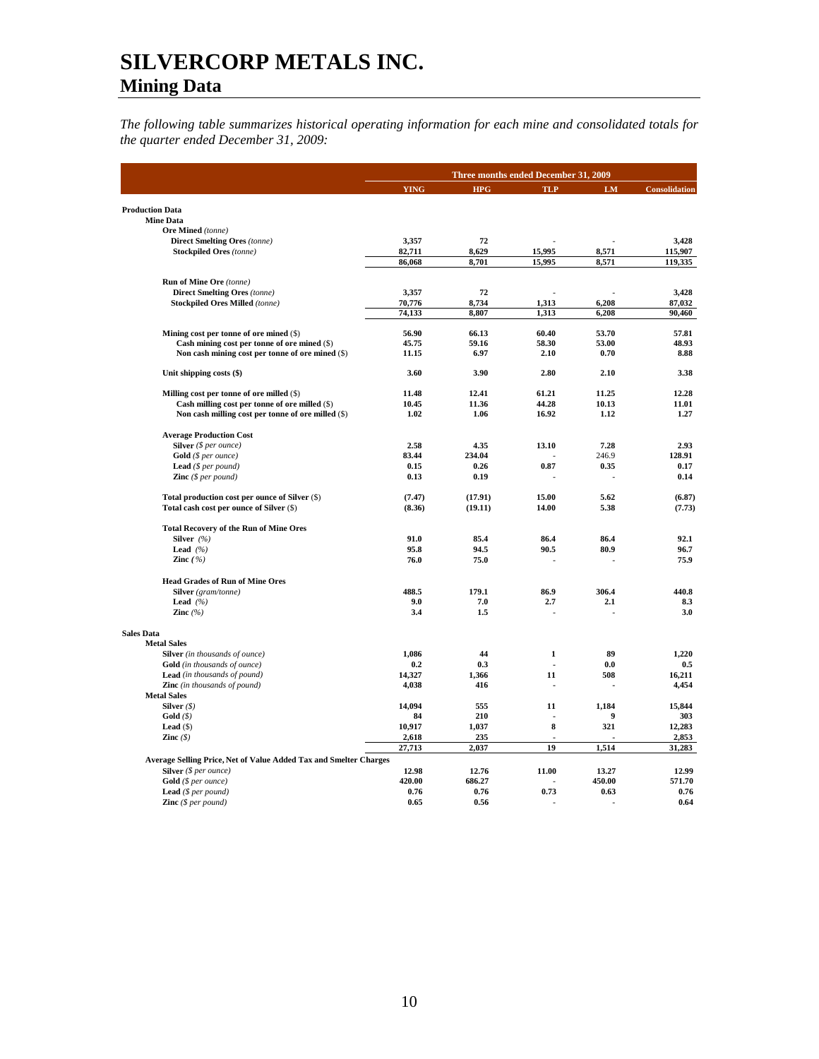# SILVERCORP METALS INC.

## Mining Data

*The following table summarizes historical operating information for each mine and consolidated totals for the quarter ended December 31, 2009:*

| | Three months ended December 31, 2009 | | | | |
|---|---|---|---|---|---|
| | YING | HPG | TLP | LM | Consolidation |
| **Production Data** | | | | | |
| **Mine Data** | | | | | |
| **Ore Mined** *(tonne)* | | | | | |
| **Direct Smelting Ores** *(tonne)* | 3,357 | 72 | - | - | 3,428 |
| **Stockpiled Ores** *(tonne)* | 82,711 | 8,629 | 15,995 | 8,571 | 115,907 |
| | 86,068 | 8,701 | 15,995 | 8,571 | 119,335 |
| **Run of Mine Ore** *(tonne)* | | | | | |
| **Direct Smelting Ores** *(tonne)* | 3,357 | 72 | - | - | 3,428 |
| **Stockpiled Ores Milled** *(tonne)* | 70,776 | 8,734 | 1,313 | 6,208 | 87,032 |
| | 74,133 | 8,807 | 1,313 | 6,208 | 90,460 |
| **Mining cost per tonne of ore mined** ($) | 56.90 | 66.13 | 60.40 | 53.70 | 57.81 |
| **Cash mining cost per tonne of ore mined** ($) | 45.75 | 59.16 | 58.30 | 53.00 | 48.93 |
| **Non cash mining cost per tonne of ore mined** ($) | 11.15 | 6.97 | 2.10 | 0.70 | 8.88 |
| **Unit shipping costs ($)** | 3.60 | 3.90 | 2.80 | 2.10 | 3.38 |
| **Milling cost per tonne of ore milled** ($) | 11.48 | 12.41 | 61.21 | 11.25 | 12.28 |
| **Cash milling cost per tonne of ore milled** ($) | 10.45 | 11.36 | 44.28 | 10.13 | 11.01 |
| **Non cash milling cost per tonne of ore milled** ($) | 1.02 | 1.06 | 16.92 | 1.12 | 1.27 |
| **Average Production Cost** | | | | | |
| **Silver** *($ per ounce)* | 2.58 | 4.35 | 13.10 | 7.28 | 2.93 |
| **Gold** *($ per ounce)* | 83.44 | 234.04 | - | 246.9 | 128.91 |
| **Lead** *($ per pound)* | 0.15 | 0.26 | 0.87 | 0.35 | 0.17 |
| **Zinc** *($ per pound)* | 0.13 | 0.19 | - | - | 0.14 |
| **Total production cost per ounce of Silver** ($) | (7.47) | (17.91) | 15.00 | 5.62 | (6.87) |
| **Total cash cost per ounce of Silver** ($) | (8.36) | (19.11) | 14.00 | 5.38 | (7.73) |
| **Total Recovery of the Run of Mine Ores** | | | | | |
| **Silver** *(%)* | 91.0 | 85.4 | 86.4 | 86.4 | 92.1 |
| **Lead** *(%)* | 95.8 | 94.5 | 90.5 | 80.9 | 96.7 |
| **Zinc** *(%)* | 76.0 | 75.0 | - | - | 75.9 |
| **Head Grades of Run of Mine Ores** | | | | | |
| **Silver** *(gram/tonne)* | 488.5 | 179.1 | 86.9 | 306.4 | 440.8 |
| **Lead** *(%)* | 9.0 | 7.0 | 2.7 | 2.1 | 8.3 |
| **Zinc** *(%)* | 3.4 | 1.5 | - | - | 3.0 |
| **Sales Data** | | | | | |
| **Metal Sales** | | | | | |
| **Silver** *(in thousands of ounce)* | 1,086 | 44 | 1 | 89 | 1,220 |
| **Gold** *(in thousands of ounce)* | 0.2 | 0.3 | - | 0.0 | 0.5 |
| **Lead** *(in thousands of pound)* | 14,327 | 1,366 | 11 | 508 | 16,211 |
| **Zinc** *(in thousands of pound)* | 4,038 | 416 | - | - | 4,454 |
| **Metal Sales** | | | | | |
| **Silver** *($)* | 14,094 | 555 | 11 | 1,184 | 15,844 |
| **Gold** *($)* | 84 | 210 | - | 9 | 303 |
| **Lead** ($) | 10,917 | 1,037 | 8 | 321 | 12,283 |
| **Zinc** *($)* | 2,618 | 235 | - | - | 2,853 |
| | 27,713 | 2,037 | 19 | 1,514 | 31,283 |
| **Average Selling Price, Net of Value Added Tax and Smelter Charges** | | | | | |
| **Silver** *($ per ounce)* | 12.98 | 12.76 | 11.00 | 13.27 | 12.99 |
| **Gold** *($ per ounce)* | 420.00 | 686.27 | - | 450.00 | 571.70 |
| **Lead** *($ per pound)* | 0.76 | 0.76 | 0.73 | 0.63 | 0.76 |
| **Zinc** *($ per pound)* | 0.65 | 0.56 | - | - | 0.64 |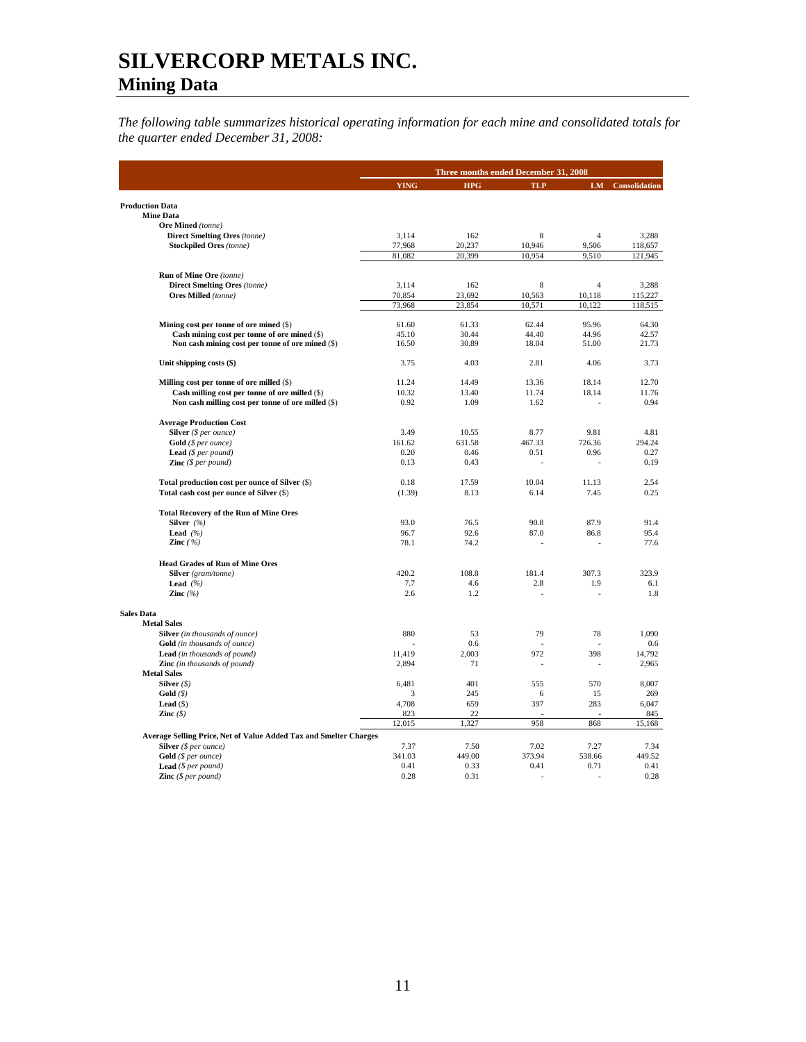# SILVERCORP METALS INC.

## Mining Data

*The following table summarizes historical operating information for each mine and consolidated totals for the quarter ended December 31, 2008:*

| | Three months ended December 31, 2008 | | | | |
|---|---|---|---|---|---|
| | **YING** | **HPG** | **TLP** | **LM** | **Consolidation** |
| **Production Data** | | | | | |
| **Mine Data** | | | | | |
| **Ore Mined** *(tonne)* | | | | | |
| **Direct Smelting Ores** *(tonne)* | 3,114 | 162 | 8 | 4 | 3,288 |
| **Stockpiled Ores** *(tonne)* | 77,968 | 20,237 | 10,946 | 9,506 | 118,657 |
| | 81,082 | 20,399 | 10,954 | 9,510 | 121,945 |
| **Run of Mine Ore** *(tonne)* | | | | | |
| **Direct Smelting Ores** *(tonne)* | 3,114 | 162 | 8 | 4 | 3,288 |
| **Ores Milled** *(tonne)* | 70,854 | 23,692 | 10,563 | 10,118 | 115,227 |
| | 73,968 | 23,854 | 10,571 | 10,122 | 118,515 |
| **Mining cost per tonne of ore mined** (\$) | 61.60 | 61.33 | 62.44 | 95.96 | 64.30 |
| **Cash mining cost per tonne of ore mined** (\$) | 45.10 | 30.44 | 44.40 | 44.96 | 42.57 |
| **Non cash mining cost per tonne of ore mined** (\$) | 16.50 | 30.89 | 18.04 | 51.00 | 21.73 |
| **Unit shipping costs (\$)** | 3.75 | 4.03 | 2.81 | 4.06 | 3.73 |
| **Milling cost per tonne of ore milled** (\$) | 11.24 | 14.49 | 13.36 | 18.14 | 12.70 |
| **Cash milling cost per tonne of ore milled** (\$) | 10.32 | 13.40 | 11.74 | 18.14 | 11.76 |
| **Non cash milling cost per tonne of ore milled** (\$) | 0.92 | 1.09 | 1.62 | - | 0.94 |
| **Average Production Cost** | | | | | |
| **Silver** *(\$ per ounce)* | 3.49 | 10.55 | 8.77 | 9.81 | 4.81 |
| **Gold** *(\$ per ounce)* | 161.62 | 631.58 | 467.33 | 726.36 | 294.24 |
| **Lead** *(\$ per pound)* | 0.20 | 0.46 | 0.51 | 0.96 | 0.27 |
| **Zinc** *(\$ per pound)* | 0.13 | 0.43 | - | - | 0.19 |
| **Total production cost per ounce of Silver** (\$) | 0.18 | 17.59 | 10.04 | 11.13 | 2.54 |
| **Total cash cost per ounce of Silver** (\$) | (1.39) | 8.13 | 6.14 | 7.45 | 0.25 |
| **Total Recovery of the Run of Mine Ores** | | | | | |
| **Silver** *(%)* | 93.0 | 76.5 | 90.8 | 87.9 | 91.4 |
| **Lead** *(%)* | 96.7 | 92.6 | 87.0 | 86.8 | 95.4 |
| **Zinc** *(%)* | 78.1 | 74.2 | - | - | 77.6 |
| **Head Grades of Run of Mine Ores** | | | | | |
| **Silver** *(gram/tonne)* | 420.2 | 108.8 | 181.4 | 307.3 | 323.9 |
| **Lead** *(%)* | 7.7 | 4.6 | 2.8 | 1.9 | 6.1 |
| **Zinc** *(%)* | 2.6 | 1.2 | - | - | 1.8 |
| **Sales Data** | | | | | |
| **Metal Sales** | | | | | |
| **Silver** *(in thousands of ounce)* | 880 | 53 | 79 | 78 | 1,090 |
| **Gold** *(in thousands of ounce)* | - | 0.6 | - | - | 0.6 |
| **Lead** *(in thousands of pound)* | 11,419 | 2,003 | 972 | 398 | 14,792 |
| **Zinc** *(in thousands of pound)* | 2,894 | 71 | - | - | 2,965 |
| **Metal Sales** | | | | | |
| **Silver** *(\$)* | 6,481 | 401 | 555 | 570 | 8,007 |
| **Gold** *(\$)* | 3 | 245 | 6 | 15 | 269 |
| **Lead** (\$) | 4,708 | 659 | 397 | 283 | 6,047 |
| **Zinc** *(\$)* | 823 | 22 | - | - | 845 |
| | 12,015 | 1,327 | 958 | 868 | 15,168 |
| **Average Selling Price, Net of Value Added Tax and Smelter Charges** | | | | | |
| **Silver** *(\$ per ounce)* | 7.37 | 7.50 | 7.02 | 7.27 | 7.34 |
| **Gold** *(\$ per ounce)* | 341.03 | 449.00 | 373.94 | 538.66 | 449.52 |
| **Lead** *(\$ per pound)* | 0.41 | 0.33 | 0.41 | 0.71 | 0.41 |
| **Zinc** *(\$ per pound)* | 0.28 | 0.31 | - | - | 0.28 |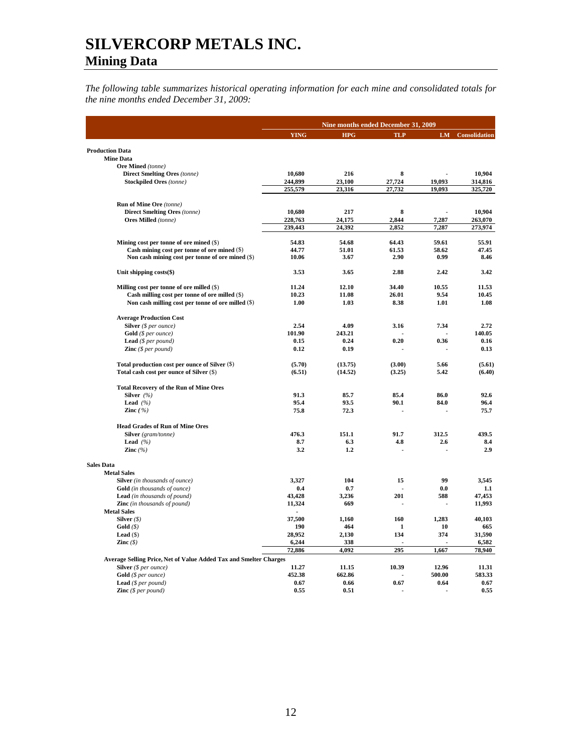# SILVERCORP METALS INC.

## Mining Data

*The following table summarizes historical operating information for each mine and consolidated totals for the nine months ended December 31, 2009:*

| | Nine months ended December 31, 2009 | | | | |
|---|---|---|---|---|---|
| | YING | HPG | TLP | LM | Consolidation |
| **Production Data** | | | | | |
| **Mine Data** | | | | | |
| **Ore Mined** *(tonne)* | | | | | |
| **Direct Smelting Ores** *(tonne)* | 10,680 | 216 | 8 | - | 10,904 |
| **Stockpiled Ores** *(tonne)* | 244,899 | 23,100 | 27,724 | 19,093 | 314,816 |
| | 255,579 | 23,316 | 27,732 | 19,093 | 325,720 |
| **Run of Mine Ore** *(tonne)* | | | | | |
| **Direct Smelting Ores** *(tonne)* | 10,680 | 217 | 8 | - | 10,904 |
| **Ores Milled** *(tonne)* | 228,763 | 24,175 | 2,844 | 7,287 | 263,070 |
| | 239,443 | 24,392 | 2,852 | 7,287 | 273,974 |
| **Mining cost per tonne of ore mined** ($) | 54.83 | 54.68 | 64.43 | 59.61 | 55.91 |
| **Cash mining cost per tonne of ore mined** ($) | 44.77 | 51.01 | 61.53 | 58.62 | 47.45 |
| **Non cash mining cost per tonne of ore mined** ($) | 10.06 | 3.67 | 2.90 | 0.99 | 8.46 |
| **Unit shipping costs($)** | 3.53 | 3.65 | 2.88 | 2.42 | 3.42 |
| **Milling cost per tonne of ore milled** ($) | 11.24 | 12.10 | 34.40 | 10.55 | 11.53 |
| **Cash milling cost per tonne of ore milled** ($) | 10.23 | 11.08 | 26.01 | 9.54 | 10.45 |
| **Non cash milling cost per tonne of ore milled** ($) | 1.00 | 1.03 | 8.38 | 1.01 | 1.08 |
| **Average Production Cost** | | | | | |
| **Silver** *($ per ounce)* | 2.54 | 4.09 | 3.16 | 7.34 | 2.72 |
| **Gold** *($ per ounce)* | 101.90 | 243.21 | - | - | 140.05 |
| **Lead** *($ per pound)* | 0.15 | 0.24 | 0.20 | 0.36 | 0.16 |
| **Zinc** *($ per pound)* | 0.12 | 0.19 | - | - | 0.13 |
| **Total production cost per ounce of Silver** ($) | (5.70) | (13.75) | (3.00) | 5.66 | (5.61) |
| **Total cash cost per ounce of Silver** ($) | (6.51) | (14.52) | (3.25) | 5.42 | (6.40) |
| **Total Recovery of the Run of Mine Ores** | | | | | |
| **Silver** *(%)* | 91.3 | 85.7 | 85.4 | 86.0 | 92.6 |
| **Lead** *(%)* | 95.4 | 93.5 | 90.1 | 84.0 | 96.4 |
| **Zinc** *(%)* | 75.8 | 72.3 | - | - | 75.7 |
| **Head Grades of Run of Mine Ores** | | | | | |
| **Silver** *(gram/tonne)* | 476.3 | 151.1 | 91.7 | 312.5 | 439.5 |
| **Lead** *(%)* | 8.7 | 6.3 | 4.8 | 2.6 | 8.4 |
| **Zinc** *(%)* | 3.2 | 1.2 | - | - | 2.9 |
| **Sales Data** | | | | | |
| **Metal Sales** | | | | | |
| **Silver** *(in thousands of ounce)* | 3,327 | 104 | 15 | 99 | 3,545 |
| **Gold** *(in thousands of ounce)* | 0.4 | 0.7 | - | 0.0 | 1.1 |
| **Lead** *(in thousands of pound)* | 43,428 | 3,236 | 201 | 588 | 47,453 |
| **Zinc** *(in thousands of pound)* | 11,324 | 669 | - | - | 11,993 |
| **Metal Sales** | - | | | | |
| **Silver** *($)* | 37,500 | 1,160 | 160 | 1,283 | 40,103 |
| **Gold** *($)* | 190 | 464 | 1 | 10 | 665 |
| **Lead** ($) | 28,952 | 2,130 | 134 | 374 | 31,590 |
| **Zinc** *($)* | 6,244 | 338 | - | - | 6,582 |
| | 72,886 | 4,092 | 295 | 1,667 | 78,940 |
| **Average Selling Price, Net of Value Added Tax and Smelter Charges** | | | | | |
| **Silver** *($ per ounce)* | 11.27 | 11.15 | 10.39 | 12.96 | 11.31 |
| **Gold** *($ per ounce)* | 452.38 | 662.86 | - | 500.00 | 583.33 |
| **Lead** *($ per pound)* | 0.67 | 0.66 | 0.67 | 0.64 | 0.67 |
| **Zinc** *($ per pound)* | 0.55 | 0.51 | - | - | 0.55 |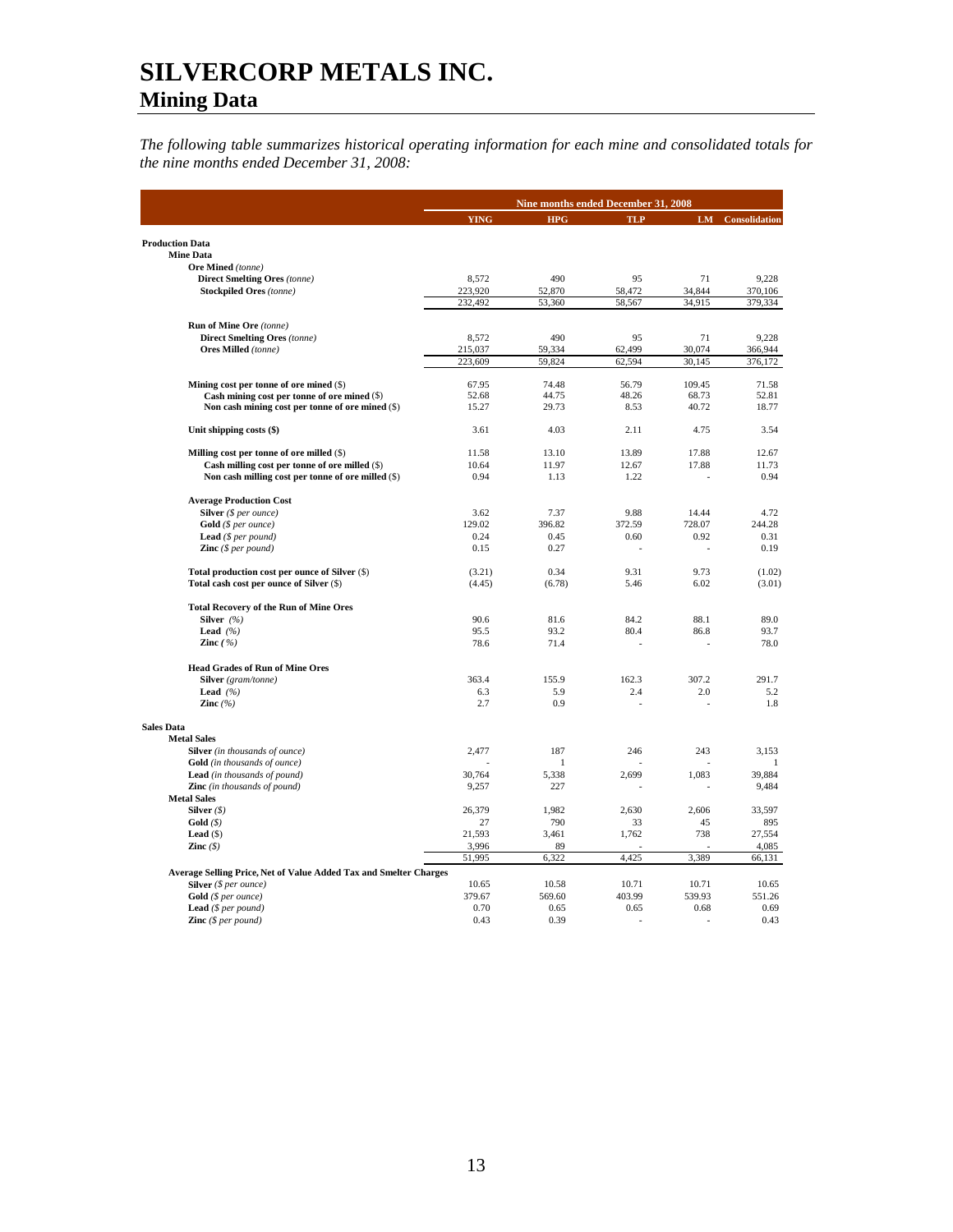# SILVERCORP METALS INC.

## Mining Data

*The following table summarizes historical operating information for each mine and consolidated totals for the nine months ended December 31, 2008:*

| | Nine months ended December 31, 2008 | | | | |
|---|---|---|---|---|---|
| | **YING** | **HPG** | **TLP** | **LM** | **Consolidation** |
| **Production Data** | | | | | |
| **Mine Data** | | | | | |
| **Ore Mined** *(tonne)* | | | | | |
| **Direct Smelting Ores** *(tonne)* | 8,572 | 490 | 95 | 71 | 9,228 |
| **Stockpiled Ores** *(tonne)* | 223,920 | 52,870 | 58,472 | 34,844 | 370,106 |
| | 232,492 | 53,360 | 58,567 | 34,915 | 379,334 |
| **Run of Mine Ore** *(tonne)* | | | | | |
| **Direct Smelting Ores** *(tonne)* | 8,572 | 490 | 95 | 71 | 9,228 |
| **Ores Milled** *(tonne)* | 215,037 | 59,334 | 62,499 | 30,074 | 366,944 |
| | 223,609 | 59,824 | 62,594 | 30,145 | 376,172 |
| **Mining cost per tonne of ore mined** ($) | 67.95 | 74.48 | 56.79 | 109.45 | 71.58 |
| **Cash mining cost per tonne of ore mined** ($) | 52.68 | 44.75 | 48.26 | 68.73 | 52.81 |
| **Non cash mining cost per tonne of ore mined** ($) | 15.27 | 29.73 | 8.53 | 40.72 | 18.77 |
| **Unit shipping costs ($)** | 3.61 | 4.03 | 2.11 | 4.75 | 3.54 |
| **Milling cost per tonne of ore milled** ($) | 11.58 | 13.10 | 13.89 | 17.88 | 12.67 |
| **Cash milling cost per tonne of ore milled** ($) | 10.64 | 11.97 | 12.67 | 17.88 | 11.73 |
| **Non cash milling cost per tonne of ore milled** ($) | 0.94 | 1.13 | 1.22 | - | 0.94 |
| **Average Production Cost** | | | | | |
| **Silver** *($ per ounce)* | 3.62 | 7.37 | 9.88 | 14.44 | 4.72 |
| **Gold** *($ per ounce)* | 129.02 | 396.82 | 372.59 | 728.07 | 244.28 |
| **Lead** *($ per pound)* | 0.24 | 0.45 | 0.60 | 0.92 | 0.31 |
| **Zinc** *($ per pound)* | 0.15 | 0.27 | - | - | 0.19 |
| **Total production cost per ounce of Silver** ($) | (3.21) | 0.34 | 9.31 | 9.73 | (1.02) |
| **Total cash cost per ounce of Silver** ($) | (4.45) | (6.78) | 5.46 | 6.02 | (3.01) |
| **Total Recovery of the Run of Mine Ores** | | | | | |
| **Silver** *(%)* | 90.6 | 81.6 | 84.2 | 88.1 | 89.0 |
| **Lead** *(%)* | 95.5 | 93.2 | 80.4 | 86.8 | 93.7 |
| **Zinc** *( %)* | 78.6 | 71.4 | - | - | 78.0 |
| **Head Grades of Run of Mine Ores** | | | | | |
| **Silver** *(gram/tonne)* | 363.4 | 155.9 | 162.3 | 307.2 | 291.7 |
| **Lead** *(%)* | 6.3 | 5.9 | 2.4 | 2.0 | 5.2 |
| **Zinc** *(%)* | 2.7 | 0.9 | - | - | 1.8 |
| **Sales Data** | | | | | |
| **Metal Sales** | | | | | |
| **Silver** *(in thousands of ounce)* | 2,477 | 187 | 246 | 243 | 3,153 |
| **Gold** *(in thousands of ounce)* | - | 1 | - | - | 1 |
| **Lead** *(in thousands of pound)* | 30,764 | 5,338 | 2,699 | 1,083 | 39,884 |
| **Zinc** *(in thousands of pound)* | 9,257 | 227 | - | - | 9,484 |
| **Metal Sales** | | | | | |
| **Silver** *($)* | 26,379 | 1,982 | 2,630 | 2,606 | 33,597 |
| **Gold** *($)* | 27 | 790 | 33 | 45 | 895 |
| **Lead** ($) | 21,593 | 3,461 | 1,762 | 738 | 27,554 |
| **Zinc** *($)* | 3,996 | 89 | - | - | 4,085 |
| | 51,995 | 6,322 | 4,425 | 3,389 | 66,131 |
| **Average Selling Price, Net of Value Added Tax and Smelter Charges** | | | | | |
| **Silver** *($ per ounce)* | 10.65 | 10.58 | 10.71 | 10.71 | 10.65 |
| **Gold** *($ per ounce)* | 379.67 | 569.60 | 403.99 | 539.93 | 551.26 |
| **Lead** *($ per pound)* | 0.70 | 0.65 | 0.65 | 0.68 | 0.69 |
| **Zinc** *($ per pound)* | 0.43 | 0.39 | - | - | 0.43 |